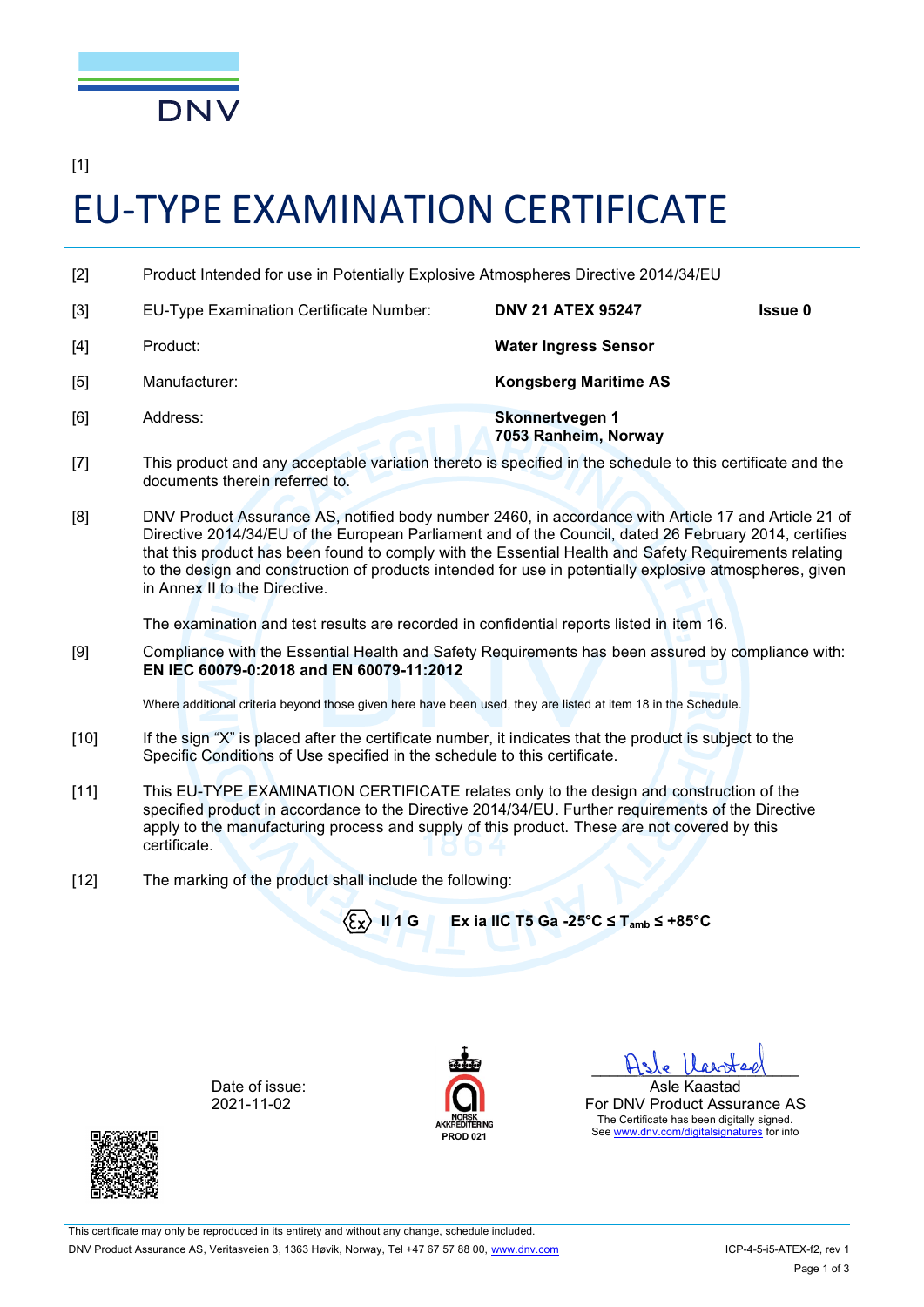DNV

[1]

# EU-TYPE EXAMINATION CERTIFICATE

[2] Product Intended for use in Potentially Explosive Atmospheres Directive 2014/34/EU

[3] EU-Type Examination Certificate Number: **DNV 21 ATEX 95247** **Issue 0**

[4] Product: **Water Ingress Sensor**

[5] Manufacturer: **Kongsberg Maritime AS**

[6] Address: **Skonnertvegen 1**
**7053 Ranheim, Norway**

[7] This product and any acceptable variation thereto is specified in the schedule to this certificate and the documents therein referred to.

[8] DNV Product Assurance AS, notified body number 2460, in accordance with Article 17 and Article 21 of Directive 2014/34/EU of the European Parliament and of the Council, dated 26 February 2014, certifies that this product has been found to comply with the Essential Health and Safety Requirements relating to the design and construction of products intended for use in potentially explosive atmospheres, given in Annex II to the Directive.

The examination and test results are recorded in confidential reports listed in item 16.

[9] Compliance with the Essential Health and Safety Requirements has been assured by compliance with:
**EN IEC 60079-0:2018 and EN 60079-11:2012**

Where additional criteria beyond those given here have been used, they are listed at item 18 in the Schedule.

[10] If the sign "X" is placed after the certificate number, it indicates that the product is subject to the Specific Conditions of Use specified in the schedule to this certificate.

[11] This EU-TYPE EXAMINATION CERTIFICATE relates only to the design and construction of the specified product in accordance to the Directive 2014/34/EU. Further requirements of the Directive apply to the manufacturing process and supply of this product. These are not covered by this certificate.

[12] The marking of the product shall include the following:

**Ex II 1 G** **Ex ia IIC T5 Ga -25°C ≤ $T_{amb}$ ≤ +85°C**

Date of issue:
2021-11-02

NORSK AKKREDITERING
PROD 021

Asle Kaastad
For DNV Product Assurance AS
The Certificate has been digitally signed.
See www.dnv.com/digitalsignatures for info

This certificate may only be reproduced in its entirety and without any change, schedule included.

DNV Product Assurance AS, Veritasveien 3, 1363 Høvik, Norway, Tel +47 67 57 88 00, www.dnv.com

ICP-4-5-i5-ATEX-f2, rev 1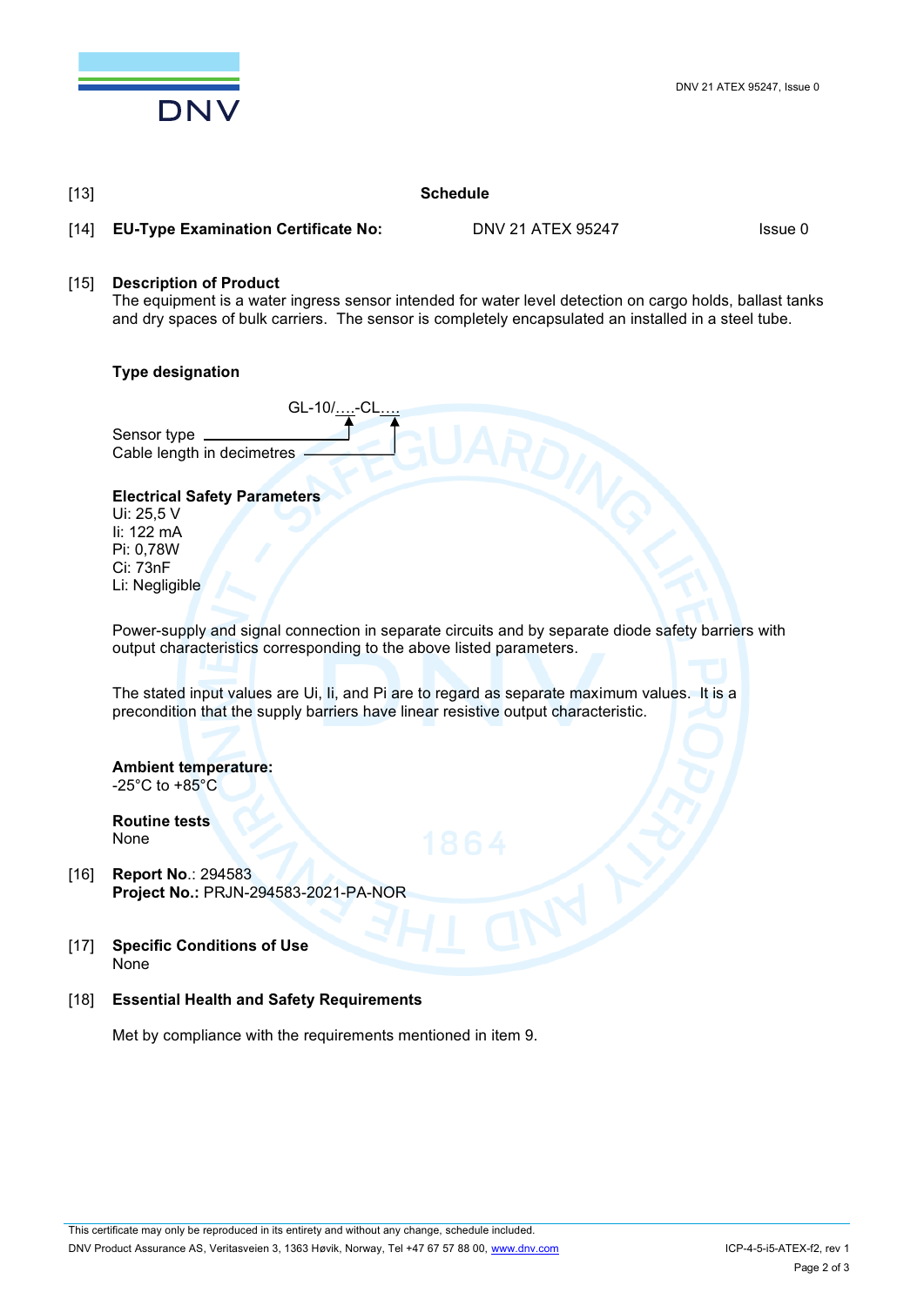[13] **Schedule**

[14] **EU-Type Examination Certificate No:** DNV 21 ATEX 95247 Issue 0

[15] **Description of Product**

The equipment is a water ingress sensor intended for water level detection on cargo holds, ballast tanks and dry spaces of bulk carriers. The sensor is completely encapsulated an installed in a steel tube.

**Type designation**

GL-10/….-CL….

Sensor type (first ….)
Cable length in decimetres (second ….)

**Electrical Safety Parameters**

Ui: 25,5 V
Ii: 122 mA
Pi: 0,78W
Ci: 73nF
Li: Negligible

Power-supply and signal connection in separate circuits and by separate diode safety barriers with output characteristics corresponding to the above listed parameters.

The stated input values are Ui, Ii, and Pi are to regard as separate maximum values. It is a precondition that the supply barriers have linear resistive output characteristic.

**Ambient temperature:**
-25°C to +85°C

**Routine tests**
None

[16] **Report No**.: 294583
**Project No.:** PRJN-294583-2021-PA-NOR

[17] **Specific Conditions of Use**
None

[18] **Essential Health and Safety Requirements**

Met by compliance with the requirements mentioned in item 9.

This certificate may only be reproduced in its entirety and without any change, schedule included.
DNV Product Assurance AS, Veritasveien 3, 1363 Høvik, Norway, Tel +47 67 57 88 00, www.dnv.com ICP-4-5-i5-ATEX-f2, rev 1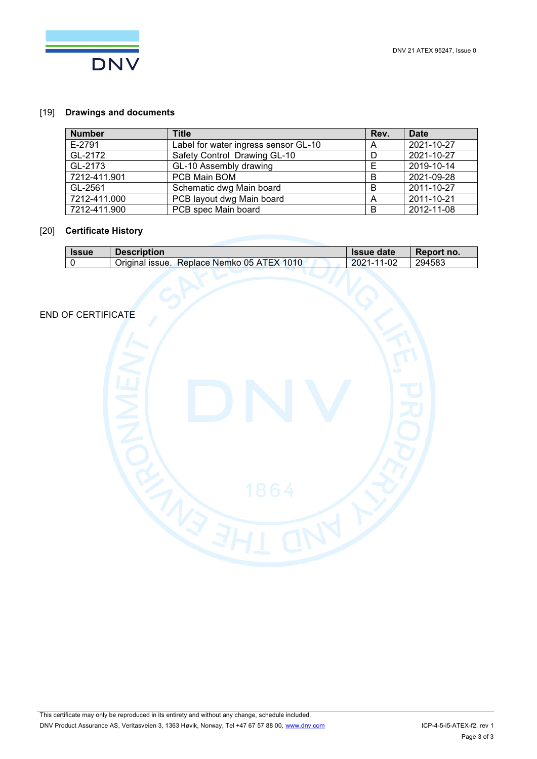## [19] Drawings and documents

| Number | Title | Rev. | Date |
|---|---|---|---|
| E-2791 | Label for water ingress sensor GL-10 | A | 2021-10-27 |
| GL-2172 | Safety Control Drawing GL-10 | D | 2021-10-27 |
| GL-2173 | GL-10 Assembly drawing | E | 2019-10-14 |
| 7212-411.901 | PCB Main BOM | B | 2021-09-28 |
| GL-2561 | Schematic dwg Main board | B | 2011-10-27 |
| 7212-411.000 | PCB layout dwg Main board | A | 2011-10-21 |
| 7212-411.900 | PCB spec Main board | B | 2012-11-08 |

## [20] Certificate History

| Issue | Description | Issue date | Report no. |
|---|---|---|---|
| 0 | Original issue. Replace Nemko 05 ATEX 1010 | 2021-11-02 | 294583 |

END OF CERTIFICATE

This certificate may only be reproduced in its entirety and without any change, schedule included.

DNV Product Assurance AS, Veritasveien 3, 1363 Høvik, Norway, Tel +47 67 57 88 00, www.dnv.com

ICP-4-5-i5-ATEX-f2, rev 1